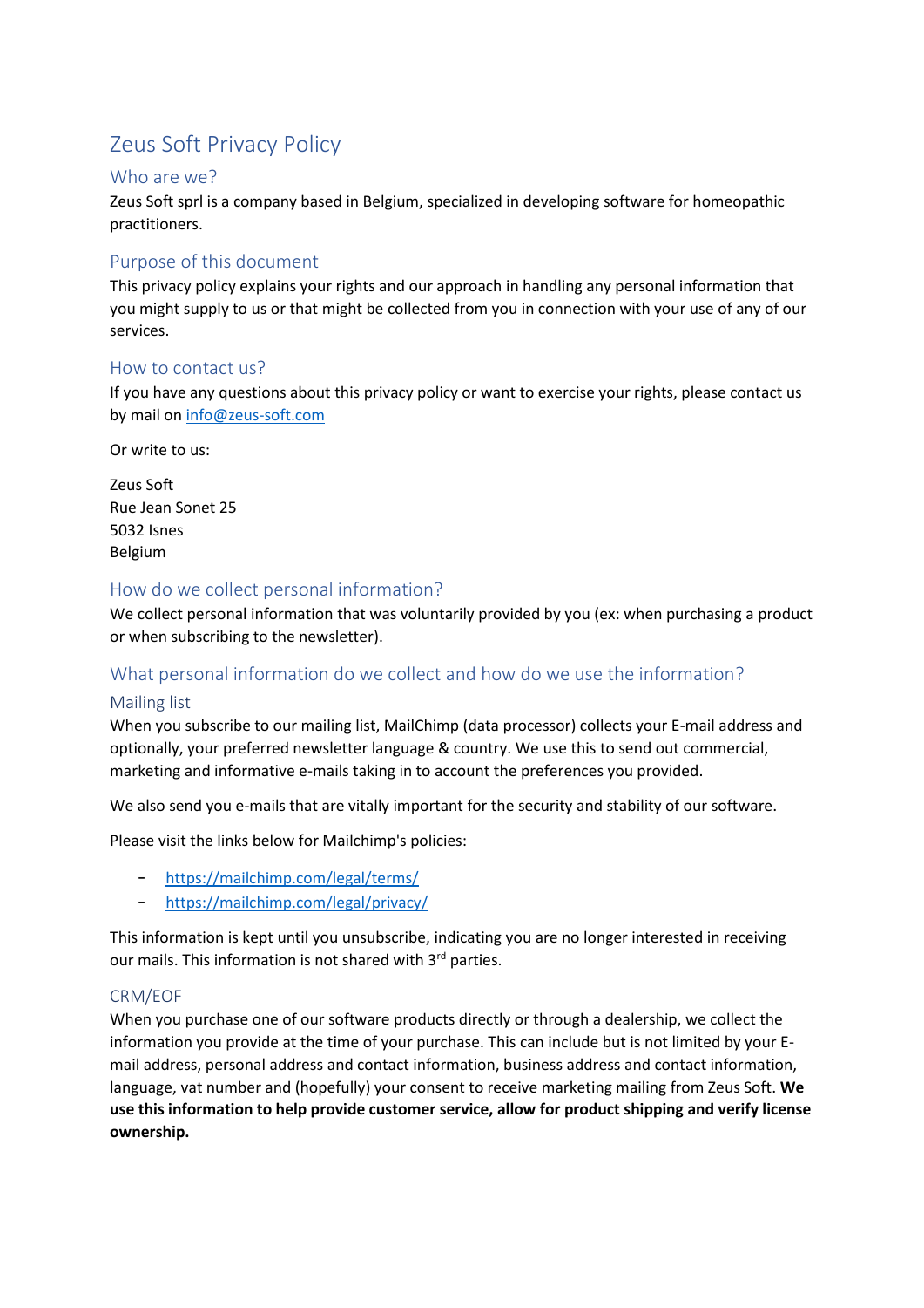# Zeus Soft Privacy Policy

## Who are we?

Zeus Soft sprl is a company based in Belgium, specialized in developing software for homeopathic practitioners.

## Purpose of this document

This privacy policy explains your rights and our approach in handling any personal information that you might supply to us or that might be collected from you in connection with your use of any of our services.

## How to contact us?

If you have any questions about this privacy policy or want to exercise your rights, please contact us by mail on [info@zeus-soft.com](mailto:info@zeus-soft.com)

Or write to us:

Zeus Soft
Rue Jean Sonet 25
5032 Isnes
Belgium

## How do we collect personal information?

We collect personal information that was voluntarily provided by you (ex: when purchasing a product or when subscribing to the newsletter).

## What personal information do we collect and how do we use the information?

### Mailing list

When you subscribe to our mailing list, MailChimp (data processor) collects your E-mail address and optionally, your preferred newsletter language & country. We use this to send out commercial, marketing and informative e-mails taking in to account the preferences you provided.

We also send you e-mails that are vitally important for the security and stability of our software.

Please visit the links below for Mailchimp's policies:

- https://mailchimp.com/legal/terms/
- https://mailchimp.com/legal/privacy/

This information is kept until you unsubscribe, indicating you are no longer interested in receiving our mails. This information is not shared with 3rd parties.

### CRM/EOF

When you purchase one of our software products directly or through a dealership, we collect the information you provide at the time of your purchase. This can include but is not limited by your E-mail address, personal address and contact information, business address and contact information, language, vat number and (hopefully) your consent to receive marketing mailing from Zeus Soft. **We use this information to help provide customer service, allow for product shipping and verify license ownership.**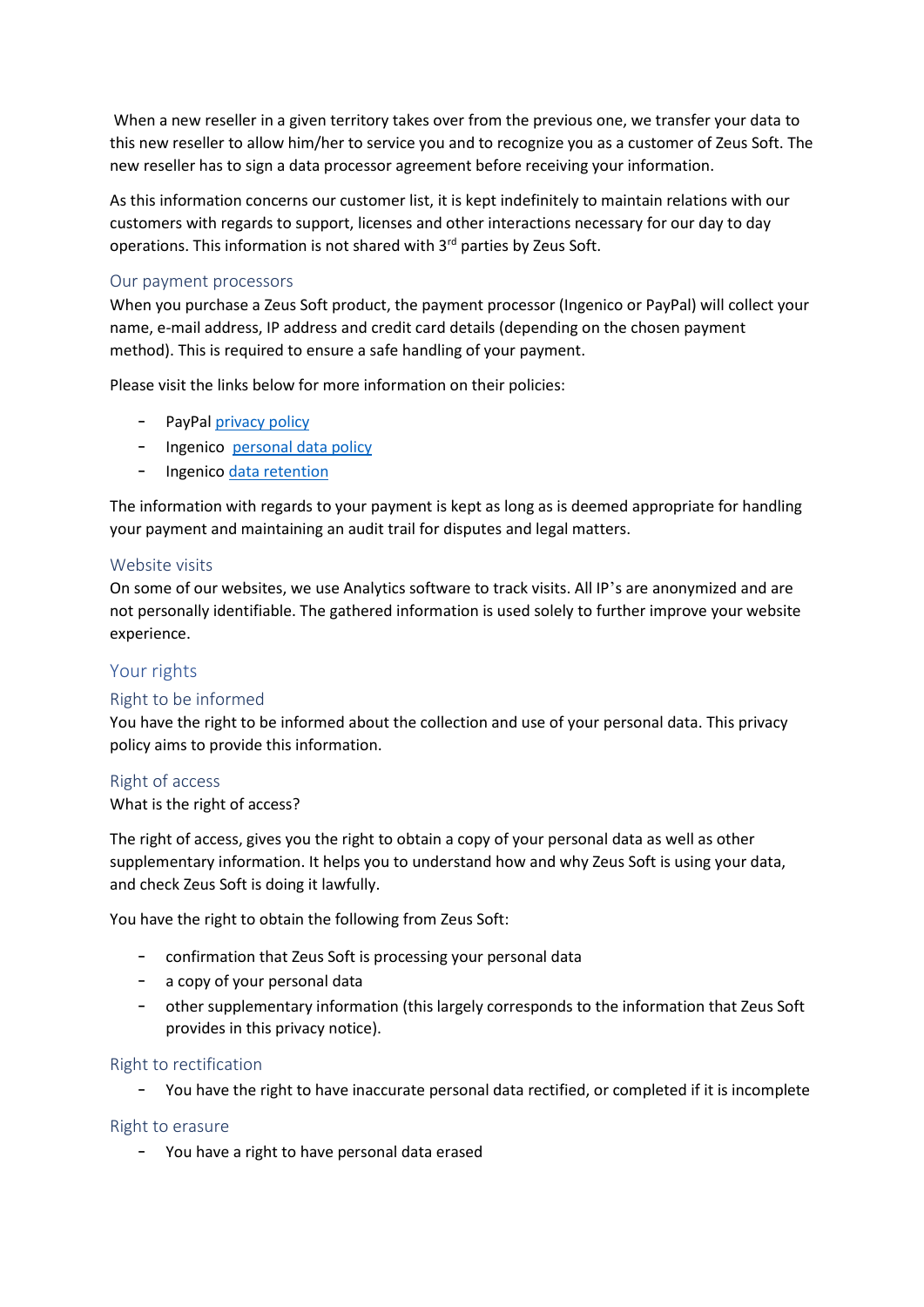When a new reseller in a given territory takes over from the previous one, we transfer your data to this new reseller to allow him/her to service you and to recognize you as a customer of Zeus Soft. The new reseller has to sign a data processor agreement before receiving your information.

As this information concerns our customer list, it is kept indefinitely to maintain relations with our customers with regards to support, licenses and other interactions necessary for our day to day operations. This information is not shared with 3rd parties by Zeus Soft.

### Our payment processors

When you purchase a Zeus Soft product, the payment processor (Ingenico or PayPal) will collect your name, e-mail address, IP address and credit card details (depending on the chosen payment method). This is required to ensure a safe handling of your payment.

Please visit the links below for more information on their policies:

- PayPal privacy policy
- Ingenico personal data policy
- Ingenico data retention

The information with regards to your payment is kept as long as is deemed appropriate for handling your payment and maintaining an audit trail for disputes and legal matters.

### Website visits

On some of our websites, we use Analytics software to track visits. All IP's are anonymized and are not personally identifiable. The gathered information is used solely to further improve your website experience.

## Your rights

### Right to be informed

You have the right to be informed about the collection and use of your personal data. This privacy policy aims to provide this information.

### Right of access

What is the right of access?

The right of access, gives you the right to obtain a copy of your personal data as well as other supplementary information. It helps you to understand how and why Zeus Soft is using your data, and check Zeus Soft is doing it lawfully.

You have the right to obtain the following from Zeus Soft:

- confirmation that Zeus Soft is processing your personal data
- a copy of your personal data
- other supplementary information (this largely corresponds to the information that Zeus Soft provides in this privacy notice).

### Right to rectification

- You have the right to have inaccurate personal data rectified, or completed if it is incomplete

### Right to erasure

- You have a right to have personal data erased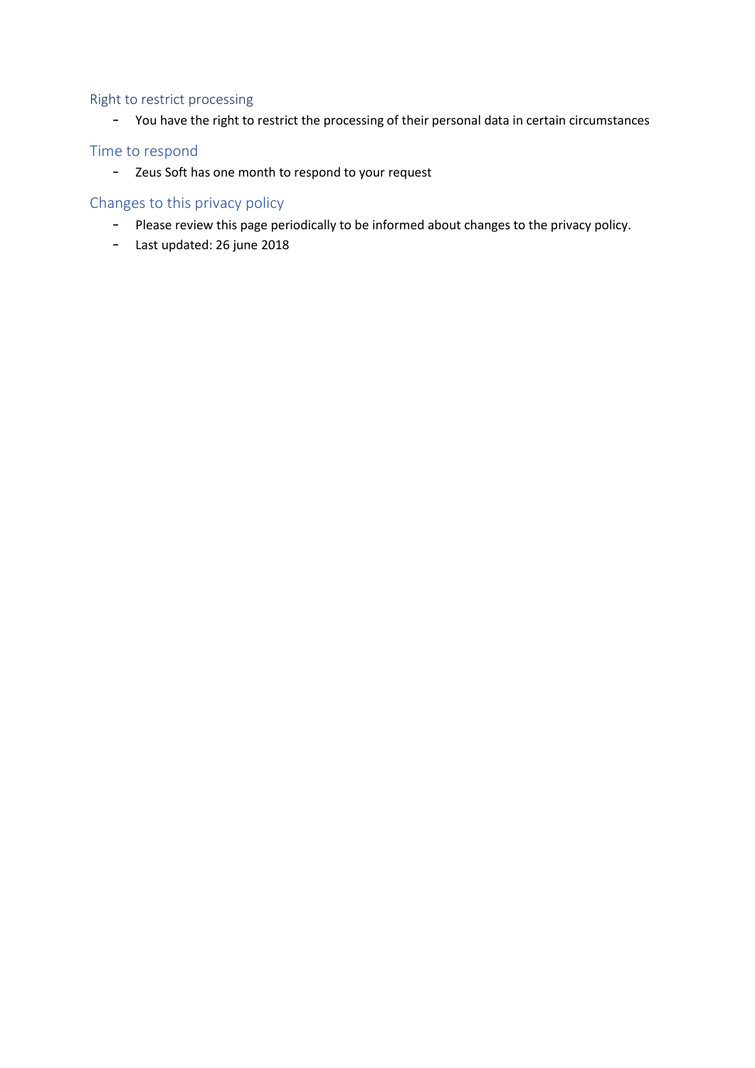## Right to restrict processing

- You have the right to restrict the processing of their personal data in certain circumstances

## Time to respond

- Zeus Soft has one month to respond to your request

## Changes to this privacy policy

- Please review this page periodically to be informed about changes to the privacy policy.
- Last updated: 26 june 2018